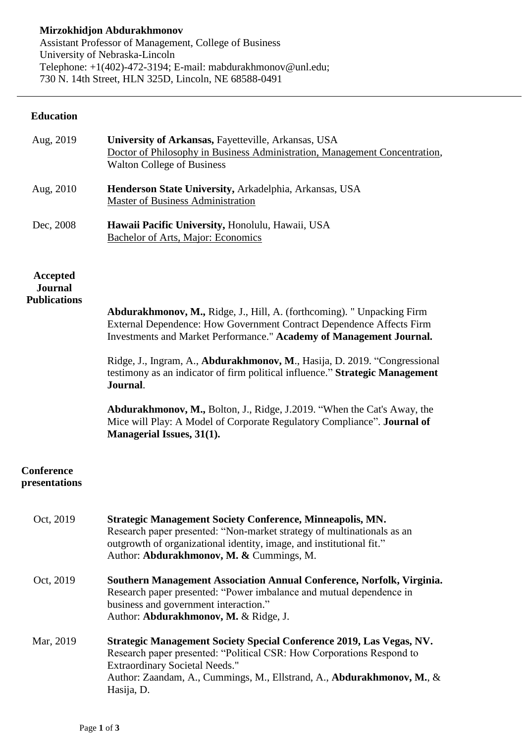**Mirzokhidjon Abdurakhmonov**
Assistant Professor of Management, College of Business
University of Nebraska-Lincoln
Telephone: +1(402)-472-3194; E-mail: mabdurakhmonov@unl.edu;
730 N. 14th Street, HLN 325D, Lincoln, NE 68588-0491

---

## Education

Aug, 2019 — **University of Arkansas,** Fayetteville, Arkansas, USA
Doctor of Philosophy in Business Administration, Management Concentration, Walton College of Business

Aug, 2010 — **Henderson State University,** Arkadelphia, Arkansas, USA
Master of Business Administration

Dec, 2008 — **Hawaii Pacific University,** Honolulu, Hawaii, USA
Bachelor of Arts, Major: Economics

## Accepted Journal Publications

**Abdurakhmonov, M.,** Ridge, J., Hill, A. (forthcoming). " Unpacking Firm External Dependence: How Government Contract Dependence Affects Firm Investments and Market Performance." **Academy of Management Journal.**

Ridge, J., Ingram, A., **Abdurakhmonov, M**., Hasija, D. 2019. "Congressional testimony as an indicator of firm political influence." **Strategic Management Journal**.

**Abdurakhmonov, M.,** Bolton, J., Ridge, J.2019. "When the Cat's Away, the Mice will Play: A Model of Corporate Regulatory Compliance". **Journal of Managerial Issues, 31(1).**

## Conference presentations

Oct, 2019 — **Strategic Management Society Conference, Minneapolis, MN.**
Research paper presented: "Non-market strategy of multinationals as an outgrowth of organizational identity, image, and institutional fit."
Author: **Abdurakhmonov, M. &** Cummings, M.

Oct, 2019 — **Southern Management Association Annual Conference, Norfolk, Virginia.**
Research paper presented: "Power imbalance and mutual dependence in business and government interaction."
Author: **Abdurakhmonov, M.** & Ridge, J.

Mar, 2019 — **Strategic Management Society Special Conference 2019, Las Vegas, NV.**
Research paper presented: "Political CSR: How Corporations Respond to Extraordinary Societal Needs."
Author: Zaandam, A., Cummings, M., Ellstrand, A., **Abdurakhmonov, M.**, & Hasija, D.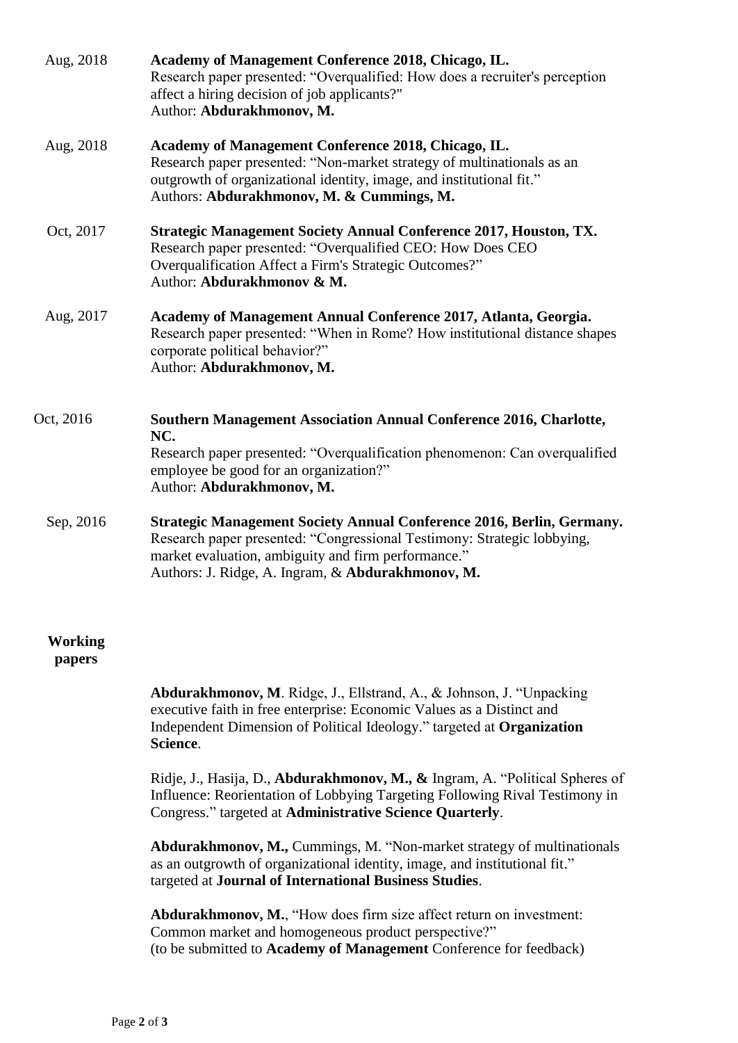Aug, 2018 **Academy of Management Conference 2018, Chicago, IL.**
Research paper presented: "Overqualified: How does a recruiter's perception affect a hiring decision of job applicants?"
Author: **Abdurakhmonov, M.**

Aug, 2018 **Academy of Management Conference 2018, Chicago, IL.**
Research paper presented: "Non-market strategy of multinationals as an outgrowth of organizational identity, image, and institutional fit."
Authors: **Abdurakhmonov, M. & Cummings, M.**

Oct, 2017 **Strategic Management Society Annual Conference 2017, Houston, TX.**
Research paper presented: "Overqualified CEO: How Does CEO Overqualification Affect a Firm's Strategic Outcomes?"
Author: **Abdurakhmonov & M.**

Aug, 2017 **Academy of Management Annual Conference 2017, Atlanta, Georgia.**
Research paper presented: "When in Rome? How institutional distance shapes corporate political behavior?"
Author: **Abdurakhmonov, M.**

Oct, 2016 **Southern Management Association Annual Conference 2016, Charlotte, NC.**
Research paper presented: "Overqualification phenomenon: Can overqualified employee be good for an organization?"
Author: **Abdurakhmonov, M.**

Sep, 2016 **Strategic Management Society Annual Conference 2016, Berlin, Germany.**
Research paper presented: "Congressional Testimony: Strategic lobbying, market evaluation, ambiguity and firm performance."
Authors: J. Ridge, A. Ingram, & **Abdurakhmonov, M.**

**Working papers**

**Abdurakhmonov, M**. Ridge, J., Ellstrand, A., & Johnson, J. "Unpacking executive faith in free enterprise: Economic Values as a Distinct and Independent Dimension of Political Ideology." targeted at **Organization Science**.

Ridje, J., Hasija, D., **Abdurakhmonov, M., &** Ingram, A. "Political Spheres of Influence: Reorientation of Lobbying Targeting Following Rival Testimony in Congress." targeted at **Administrative Science Quarterly**.

**Abdurakhmonov, M.,** Cummings, M. "Non-market strategy of multinationals as an outgrowth of organizational identity, image, and institutional fit." targeted at **Journal of International Business Studies**.

**Abdurakhmonov, M.**, "How does firm size affect return on investment: Common market and homogeneous product perspective?"
(to be submitted to **Academy of Management** Conference for feedback)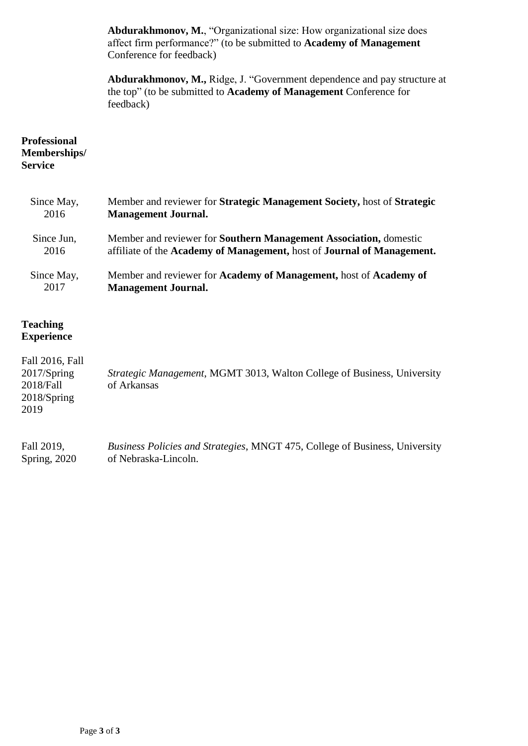**Abdurakhmonov, M.**, "Organizational size: How organizational size does affect firm performance?" (to be submitted to **Academy of Management** Conference for feedback)

**Abdurakhmonov, M.,** Ridge, J. "Government dependence and pay structure at the top" (to be submitted to **Academy of Management** Conference for feedback)

## Professional Memberships/ Service

| | |
|---|---|
| Since May, 2016 | Member and reviewer for **Strategic Management Society,** host of **Strategic Management Journal.** |
| Since Jun, 2016 | Member and reviewer for **Southern Management Association,** domestic affiliate of the **Academy of Management,** host of **Journal of Management.** |
| Since May, 2017 | Member and reviewer for **Academy of Management,** host of **Academy of Management Journal.** |

## Teaching Experience

| | |
|---|---|
| Fall 2016, Fall 2017/Spring 2018/Fall 2018/Spring 2019 | *Strategic Management*, MGMT 3013, Walton College of Business, University of Arkansas |
| Fall 2019, Spring, 2020 | *Business Policies and Strategies*, MNGT 475, College of Business, University of Nebraska-Lincoln. |